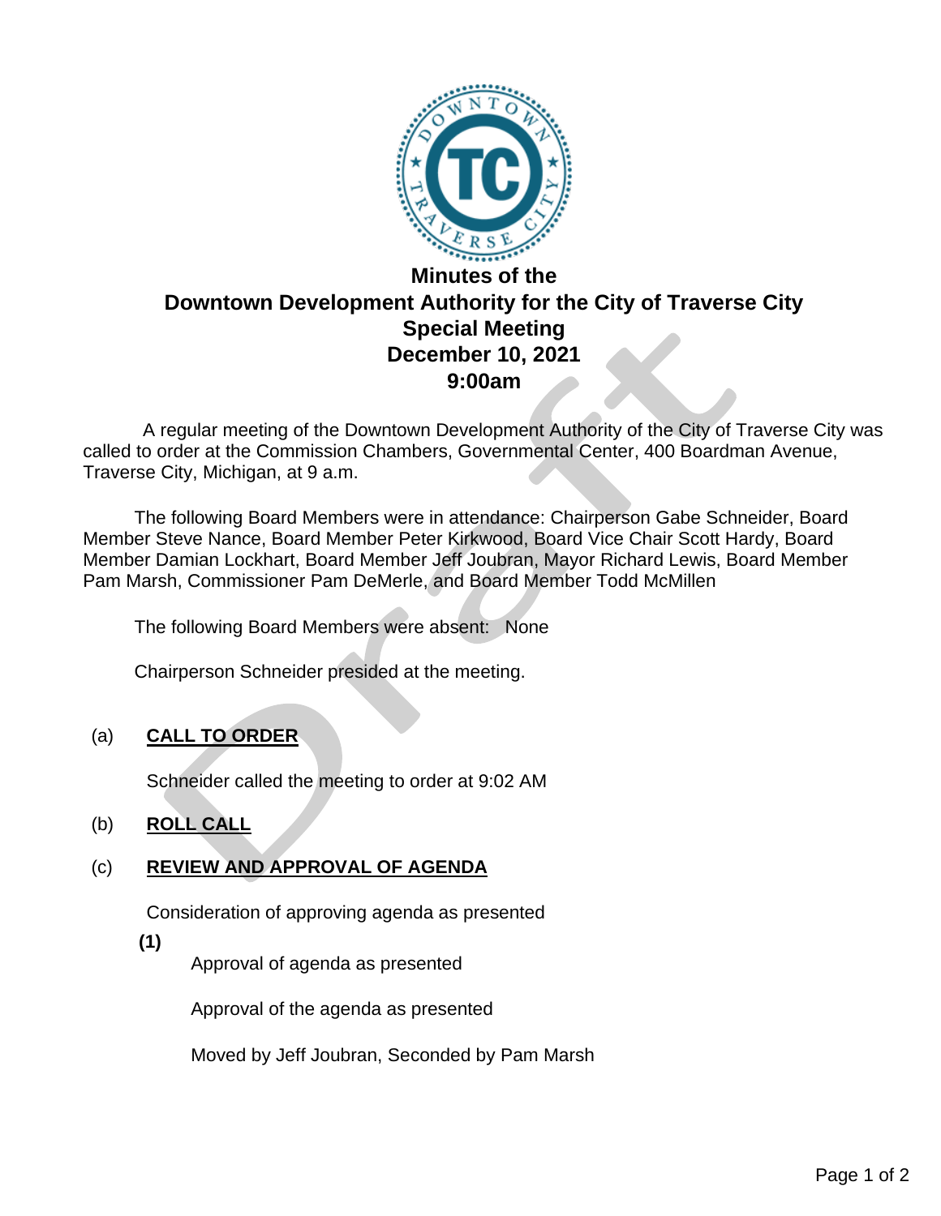# Minutes of the
# Downtown Development Authority for the City of Traverse City
# Special Meeting
# December 10, 2021
# 9:00am

A regular meeting of the Downtown Development Authority of the City of Traverse City was called to order at the Commission Chambers, Governmental Center, 400 Boardman Avenue, Traverse City, Michigan, at 9 a.m.

The following Board Members were in attendance: Chairperson Gabe Schneider, Board Member Steve Nance, Board Member Peter Kirkwood, Board Vice Chair Scott Hardy, Board Member Damian Lockhart, Board Member Jeff Joubran, Mayor Richard Lewis, Board Member Pam Marsh, Commissioner Pam DeMerle, and Board Member Todd McMillen

The following Board Members were absent: None

Chairperson Schneider presided at the meeting.

(a) **CALL TO ORDER**

Schneider called the meeting to order at 9:02 AM

(b) **ROLL CALL**

(c) **REVIEW AND APPROVAL OF AGENDA**

Consideration of approving agenda as presented

**(1)**

Approval of agenda as presented

Approval of the agenda as presented

Moved by Jeff Joubran, Seconded by Pam Marsh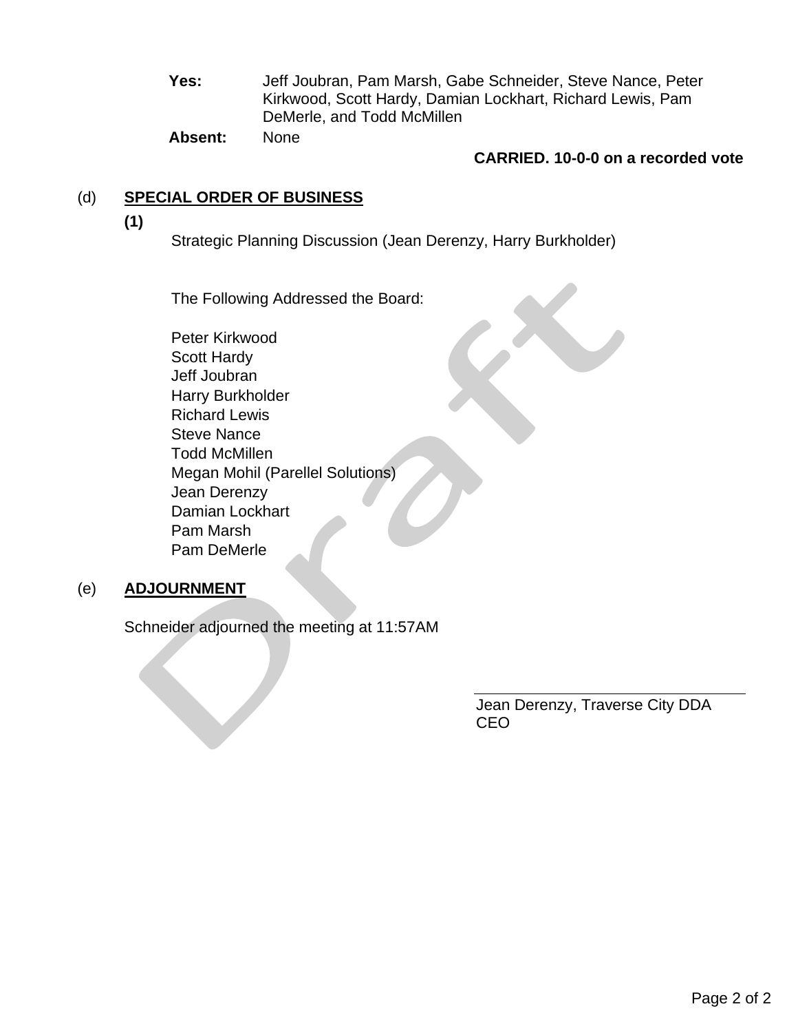**Yes:** Jeff Joubran, Pam Marsh, Gabe Schneider, Steve Nance, Peter Kirkwood, Scott Hardy, Damian Lockhart, Richard Lewis, Pam DeMerle, and Todd McMillen

**Absent:** None

**CARRIED. 10-0-0 on a recorded vote**

(d) **SPECIAL ORDER OF BUSINESS**

**(1)**

Strategic Planning Discussion (Jean Derenzy, Harry Burkholder)

The Following Addressed the Board:

Peter Kirkwood
Scott Hardy
Jeff Joubran
Harry Burkholder
Richard Lewis
Steve Nance
Todd McMillen
Megan Mohil (Parellel Solutions)
Jean Derenzy
Damian Lockhart
Pam Marsh
Pam DeMerle

(e) **ADJOURNMENT**

Schneider adjourned the meeting at 11:57AM

Draft

Jean Derenzy, Traverse City DDA CEO